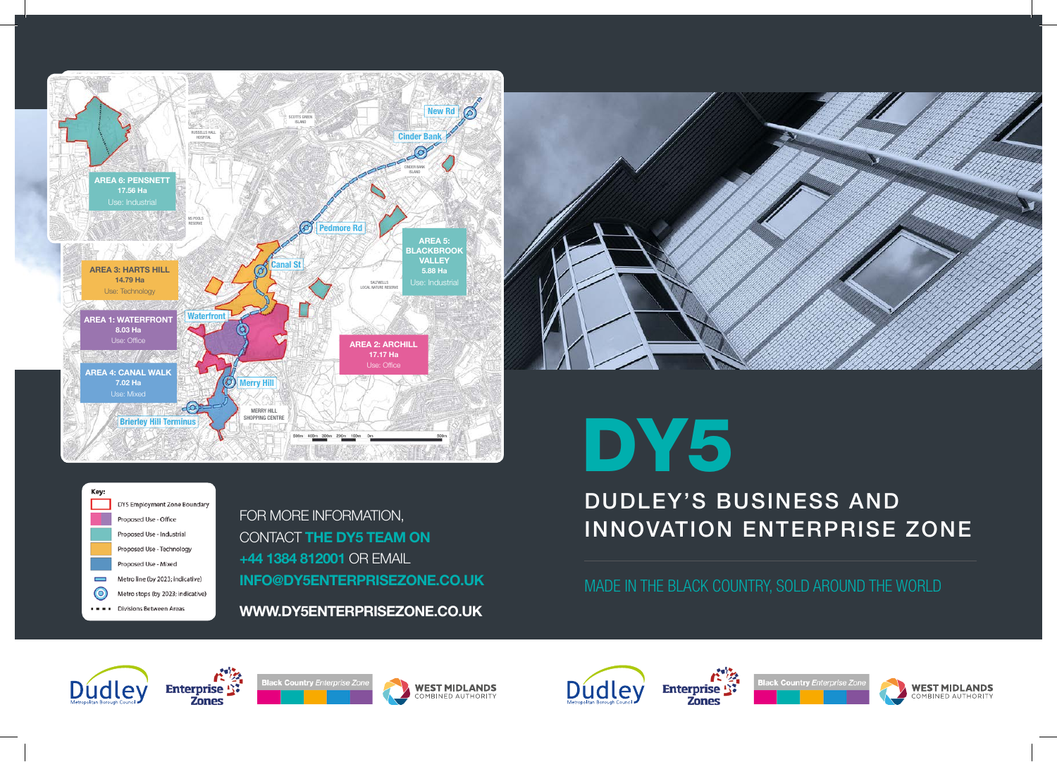# DY5

## DUDLEY'S BUSINESS AND INNOVATION ENTERPRISE ZONE

MADE IN THE BLACK COUNTRY, SOLD AROUND THE WORLD

**AREA 6: PENSNETT**
17.56 Ha
Use: Industrial

**AREA 5: BLACKBROOK VALLEY**
5.88 Ha
Use: Industrial

**AREA 3: HARTS HILL**
14.79 Ha
Use: Technology

**AREA 1: WATERFRONT**
8.03 Ha
Use: Office

**AREA 2: ARCHILL**
17.17 Ha
Use: Office

**AREA 4: CANAL WALK**
7.02 Ha
Use: Mixed

Metro stops: New Rd, Cinder Bank, Pedmore Rd, Canal St, Waterfront, Merry Hill, Brierley Hill Terminus

**Key:**

- DY5 Employment Zone Boundary
- Proposed Use - Office
- Proposed Use - Industrial
- Proposed Use - Technology
- Proposed Use - Mixed
- Metro line (by 2023; indicative)
- Metro stops (by 2023; indicative)
- Divisions Between Areas

FOR MORE INFORMATION, CONTACT **THE DY5 TEAM ON +44 1384 812001** OR EMAIL **INFO@DY5ENTERPRISEZONE.CO.UK**

**WWW.DY5ENTERPRISEZONE.CO.UK**

Dudley Metropolitan Borough Council | Enterprise Zones | Black Country Enterprise Zone | WEST MIDLANDS COMBINED AUTHORITY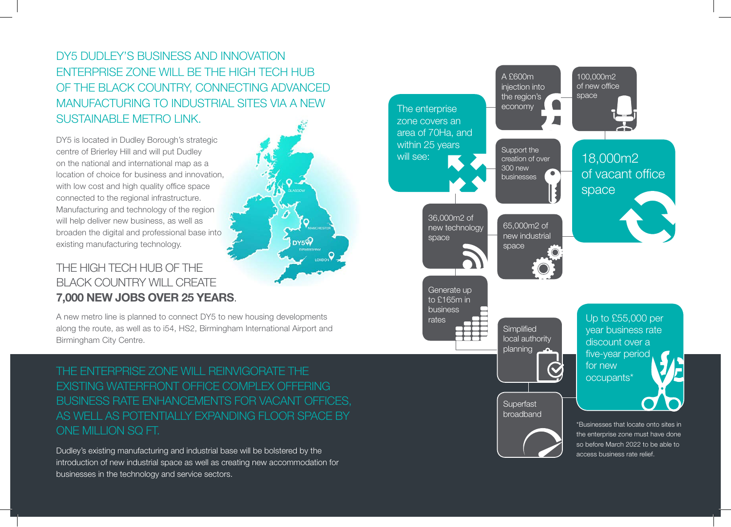## DY5 DUDLEY'S BUSINESS AND INNOVATION ENTERPRISE ZONE WILL BE THE HIGH TECH HUB OF THE BLACK COUNTRY, CONNECTING ADVANCED MANUFACTURING TO INDUSTRIAL SITES VIA A NEW SUSTAINABLE METRO LINK.

DY5 is located in Dudley Borough's strategic centre of Brierley Hill and will put Dudley on the national and international map as a location of choice for business and innovation, with low cost and high quality office space connected to the regional infrastructure. Manufacturing and technology of the region will help deliver new business, as well as broaden the digital and professional base into existing manufacturing technology.

GLASGOW

MANCHESTER

DY5

BIRMINGHAM

LONDON

### THE HIGH TECH HUB OF THE BLACK COUNTRY WILL CREATE **7,000 NEW JOBS OVER 25 YEARS**.

A new metro line is planned to connect DY5 to new housing developments along the route, as well as to i54, HS2, Birmingham International Airport and Birmingham City Centre.

The enterprise zone covers an area of 70Ha, and within 25 years will see:

- A £600m injection into the region's economy
- 100,000m2 of new office space
- Support the creation of over 300 new businesses
- 18,000m2 of vacant office space
- 36,000m2 of new technology space
- 65,000m2 of new industrial space
- Generate up to £165m in business rates
- Simplified local authority planning
- Up to £55,000 per year business rate discount over a five-year period for new occupants*
- Superfast broadband

*Businesses that locate onto sites in the enterprise zone must have done so before March 2022 to be able to access business rate relief.

## THE ENTERPRISE ZONE WILL REINVIGORATE THE EXISTING WATERFRONT OFFICE COMPLEX OFFERING BUSINESS RATE ENHANCEMENTS FOR VACANT OFFICES, AS WELL AS POTENTIALLY EXPANDING FLOOR SPACE BY ONE MILLION SQ FT.

Dudley's existing manufacturing and industrial base will be bolstered by the introduction of new industrial space as well as creating new accommodation for businesses in the technology and service sectors.